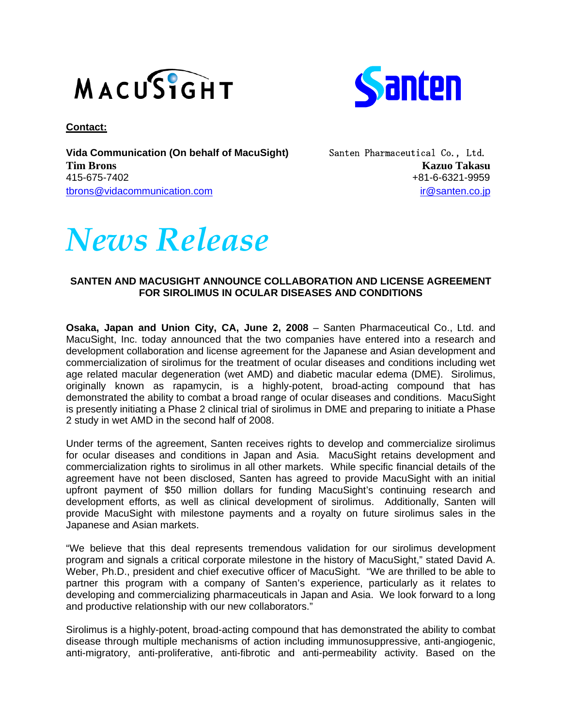MACUSIGHT

Santen

**Contact:**

**Vida Communication (On behalf of MacuSight)**
**Tim Brons**
415-675-7402
tbrons@vidacommunication.com

Santen Pharmaceutical Co., Ltd.
**Kazuo Takasu**
+81-6-6321-9959
ir@santen.co.jp

# *News Release*

## SANTEN AND MACUSIGHT ANNOUNCE COLLABORATION AND LICENSE AGREEMENT FOR SIROLIMUS IN OCULAR DISEASES AND CONDITIONS

**Osaka, Japan and Union City, CA, June 2, 2008** – Santen Pharmaceutical Co., Ltd. and MacuSight, Inc. today announced that the two companies have entered into a research and development collaboration and license agreement for the Japanese and Asian development and commercialization of sirolimus for the treatment of ocular diseases and conditions including wet age related macular degeneration (wet AMD) and diabetic macular edema (DME). Sirolimus, originally known as rapamycin, is a highly-potent, broad-acting compound that has demonstrated the ability to combat a broad range of ocular diseases and conditions. MacuSight is presently initiating a Phase 2 clinical trial of sirolimus in DME and preparing to initiate a Phase 2 study in wet AMD in the second half of 2008.

Under terms of the agreement, Santen receives rights to develop and commercialize sirolimus for ocular diseases and conditions in Japan and Asia. MacuSight retains development and commercialization rights to sirolimus in all other markets. While specific financial details of the agreement have not been disclosed, Santen has agreed to provide MacuSight with an initial upfront payment of $50 million dollars for funding MacuSight's continuing research and development efforts, as well as clinical development of sirolimus. Additionally, Santen will provide MacuSight with milestone payments and a royalty on future sirolimus sales in the Japanese and Asian markets.

"We believe that this deal represents tremendous validation for our sirolimus development program and signals a critical corporate milestone in the history of MacuSight," stated David A. Weber, Ph.D., president and chief executive officer of MacuSight. "We are thrilled to be able to partner this program with a company of Santen's experience, particularly as it relates to developing and commercializing pharmaceuticals in Japan and Asia. We look forward to a long and productive relationship with our new collaborators."

Sirolimus is a highly-potent, broad-acting compound that has demonstrated the ability to combat disease through multiple mechanisms of action including immunosuppressive, anti-angiogenic, anti-migratory, anti-proliferative, anti-fibrotic and anti-permeability activity. Based on the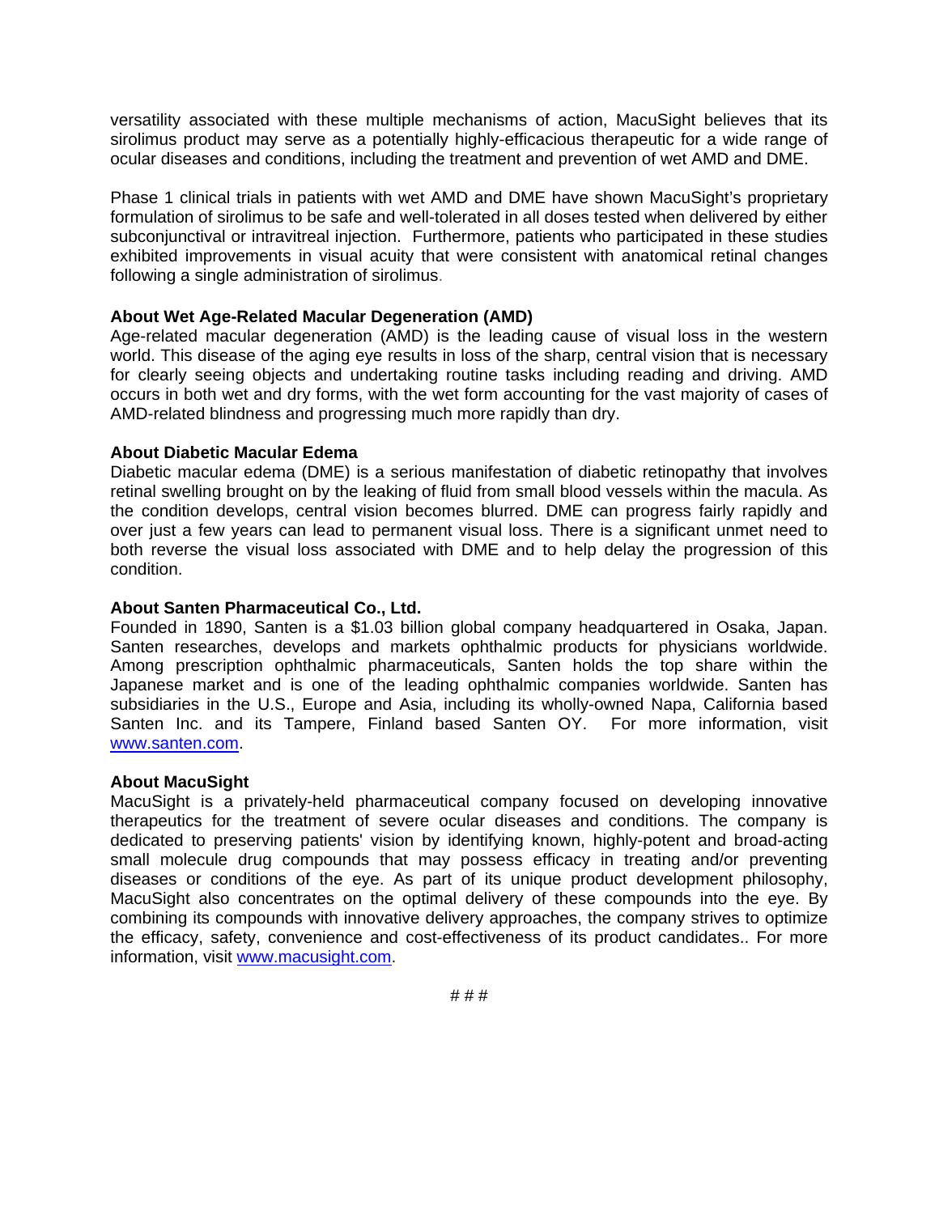versatility associated with these multiple mechanisms of action, MacuSight believes that its sirolimus product may serve as a potentially highly-efficacious therapeutic for a wide range of ocular diseases and conditions, including the treatment and prevention of wet AMD and DME.

Phase 1 clinical trials in patients with wet AMD and DME have shown MacuSight's proprietary formulation of sirolimus to be safe and well-tolerated in all doses tested when delivered by either subconjunctival or intravitreal injection. Furthermore, patients who participated in these studies exhibited improvements in visual acuity that were consistent with anatomical retinal changes following a single administration of sirolimus.

**About Wet Age-Related Macular Degeneration (AMD)**
Age-related macular degeneration (AMD) is the leading cause of visual loss in the western world. This disease of the aging eye results in loss of the sharp, central vision that is necessary for clearly seeing objects and undertaking routine tasks including reading and driving. AMD occurs in both wet and dry forms, with the wet form accounting for the vast majority of cases of AMD-related blindness and progressing much more rapidly than dry.

**About Diabetic Macular Edema**
Diabetic macular edema (DME) is a serious manifestation of diabetic retinopathy that involves retinal swelling brought on by the leaking of fluid from small blood vessels within the macula. As the condition develops, central vision becomes blurred. DME can progress fairly rapidly and over just a few years can lead to permanent visual loss. There is a significant unmet need to both reverse the visual loss associated with DME and to help delay the progression of this condition.

**About Santen Pharmaceutical Co., Ltd.**
Founded in 1890, Santen is a $1.03 billion global company headquartered in Osaka, Japan. Santen researches, develops and markets ophthalmic products for physicians worldwide. Among prescription ophthalmic pharmaceuticals, Santen holds the top share within the Japanese market and is one of the leading ophthalmic companies worldwide. Santen has subsidiaries in the U.S., Europe and Asia, including its wholly-owned Napa, California based Santen Inc. and its Tampere, Finland based Santen OY. For more information, visit www.santen.com.

**About MacuSight**
MacuSight is a privately-held pharmaceutical company focused on developing innovative therapeutics for the treatment of severe ocular diseases and conditions. The company is dedicated to preserving patients' vision by identifying known, highly-potent and broad-acting small molecule drug compounds that may possess efficacy in treating and/or preventing diseases or conditions of the eye. As part of its unique product development philosophy, MacuSight also concentrates on the optimal delivery of these compounds into the eye. By combining its compounds with innovative delivery approaches, the company strives to optimize the efficacy, safety, convenience and cost-effectiveness of its product candidates.. For more information, visit www.macusight.com.

# # #